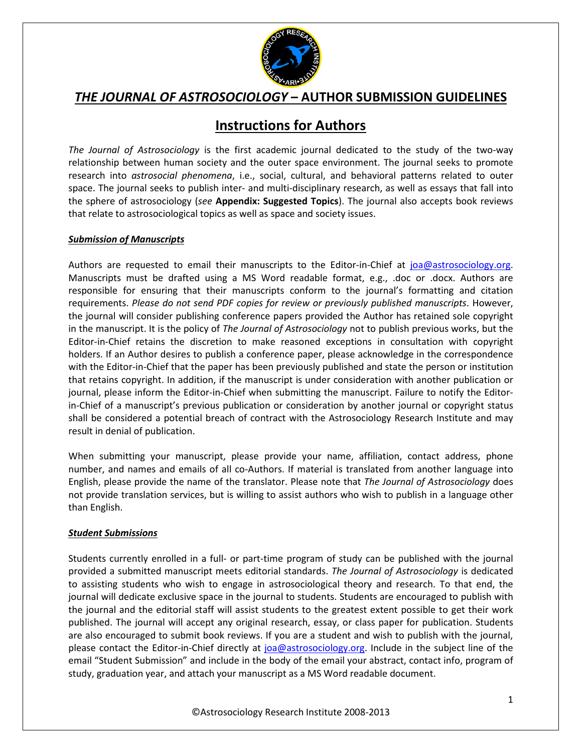# *THE JOURNAL OF ASTROSOCIOLOGY* – AUTHOR SUBMISSION GUIDELINES

## Instructions for Authors

*The Journal of Astrosociology* is the first academic journal dedicated to the study of the two-way relationship between human society and the outer space environment. The journal seeks to promote research into *astrosocial phenomena*, i.e., social, cultural, and behavioral patterns related to outer space. The journal seeks to publish inter- and multi-disciplinary research, as well as essays that fall into the sphere of astrosociology (*see* **Appendix: Suggested Topics**). The journal also accepts book reviews that relate to astrosociological topics as well as space and society issues.

### *Submission of Manuscripts*

Authors are requested to email their manuscripts to the Editor-in-Chief at joa@astrosociology.org. Manuscripts must be drafted using a MS Word readable format, e.g., .doc or .docx. Authors are responsible for ensuring that their manuscripts conform to the journal's formatting and citation requirements. *Please do not send PDF copies for review or previously published manuscripts*. However, the journal will consider publishing conference papers provided the Author has retained sole copyright in the manuscript. It is the policy of *The Journal of Astrosociology* not to publish previous works, but the Editor-in-Chief retains the discretion to make reasoned exceptions in consultation with copyright holders. If an Author desires to publish a conference paper, please acknowledge in the correspondence with the Editor-in-Chief that the paper has been previously published and state the person or institution that retains copyright. In addition, if the manuscript is under consideration with another publication or journal, please inform the Editor-in-Chief when submitting the manuscript. Failure to notify the Editor-in-Chief of a manuscript's previous publication or consideration by another journal or copyright status shall be considered a potential breach of contract with the Astrosociology Research Institute and may result in denial of publication.

When submitting your manuscript, please provide your name, affiliation, contact address, phone number, and names and emails of all co-Authors. If material is translated from another language into English, please provide the name of the translator. Please note that *The Journal of Astrosociology* does not provide translation services, but is willing to assist authors who wish to publish in a language other than English.

### *Student Submissions*

Students currently enrolled in a full- or part-time program of study can be published with the journal provided a submitted manuscript meets editorial standards. *The Journal of Astrosociology* is dedicated to assisting students who wish to engage in astrosociological theory and research. To that end, the journal will dedicate exclusive space in the journal to students. Students are encouraged to publish with the journal and the editorial staff will assist students to the greatest extent possible to get their work published. The journal will accept any original research, essay, or class paper for publication. Students are also encouraged to submit book reviews. If you are a student and wish to publish with the journal, please contact the Editor-in-Chief directly at joa@astrosociology.org. Include in the subject line of the email "Student Submission" and include in the body of the email your abstract, contact info, program of study, graduation year, and attach your manuscript as a MS Word readable document.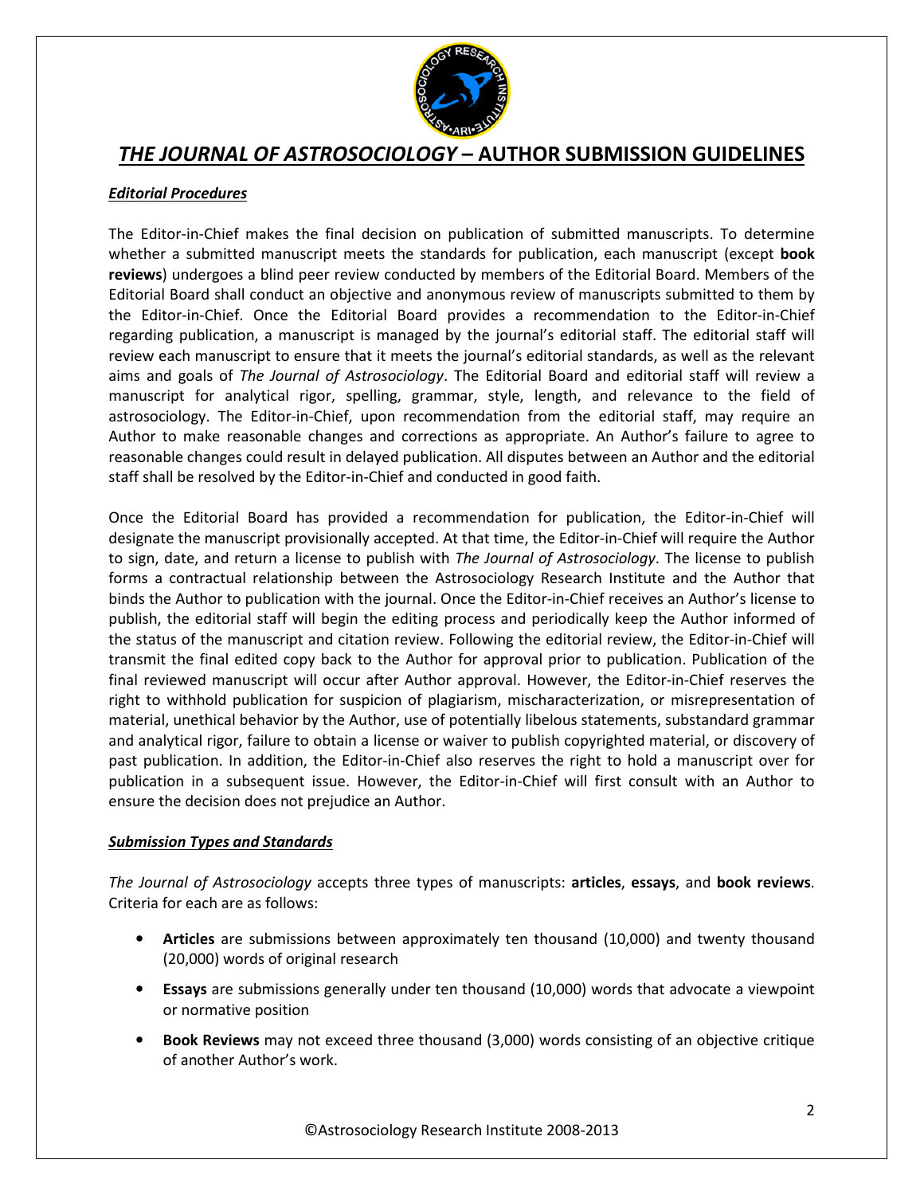# *THE JOURNAL OF ASTROSOCIOLOGY* – AUTHOR SUBMISSION GUIDELINES

### *Editorial Procedures*

The Editor-in-Chief makes the final decision on publication of submitted manuscripts. To determine whether a submitted manuscript meets the standards for publication, each manuscript (except **book reviews**) undergoes a blind peer review conducted by members of the Editorial Board. Members of the Editorial Board shall conduct an objective and anonymous review of manuscripts submitted to them by the Editor-in-Chief. Once the Editorial Board provides a recommendation to the Editor-in-Chief regarding publication, a manuscript is managed by the journal's editorial staff. The editorial staff will review each manuscript to ensure that it meets the journal's editorial standards, as well as the relevant aims and goals of *The Journal of Astrosociology*. The Editorial Board and editorial staff will review a manuscript for analytical rigor, spelling, grammar, style, length, and relevance to the field of astrosociology. The Editor-in-Chief, upon recommendation from the editorial staff, may require an Author to make reasonable changes and corrections as appropriate. An Author's failure to agree to reasonable changes could result in delayed publication. All disputes between an Author and the editorial staff shall be resolved by the Editor-in-Chief and conducted in good faith.

Once the Editorial Board has provided a recommendation for publication, the Editor-in-Chief will designate the manuscript provisionally accepted. At that time, the Editor-in-Chief will require the Author to sign, date, and return a license to publish with *The Journal of Astrosociology*. The license to publish forms a contractual relationship between the Astrosociology Research Institute and the Author that binds the Author to publication with the journal. Once the Editor-in-Chief receives an Author's license to publish, the editorial staff will begin the editing process and periodically keep the Author informed of the status of the manuscript and citation review. Following the editorial review, the Editor-in-Chief will transmit the final edited copy back to the Author for approval prior to publication. Publication of the final reviewed manuscript will occur after Author approval. However, the Editor-in-Chief reserves the right to withhold publication for suspicion of plagiarism, mischaracterization, or misrepresentation of material, unethical behavior by the Author, use of potentially libelous statements, substandard grammar and analytical rigor, failure to obtain a license or waiver to publish copyrighted material, or discovery of past publication. In addition, the Editor-in-Chief also reserves the right to hold a manuscript over for publication in a subsequent issue. However, the Editor-in-Chief will first consult with an Author to ensure the decision does not prejudice an Author.

### *Submission Types and Standards*

*The Journal of Astrosociology* accepts three types of manuscripts: **articles**, **essays**, and **book reviews**. Criteria for each are as follows:

- **Articles** are submissions between approximately ten thousand (10,000) and twenty thousand (20,000) words of original research
- **Essays** are submissions generally under ten thousand (10,000) words that advocate a viewpoint or normative position
- **Book Reviews** may not exceed three thousand (3,000) words consisting of an objective critique of another Author's work.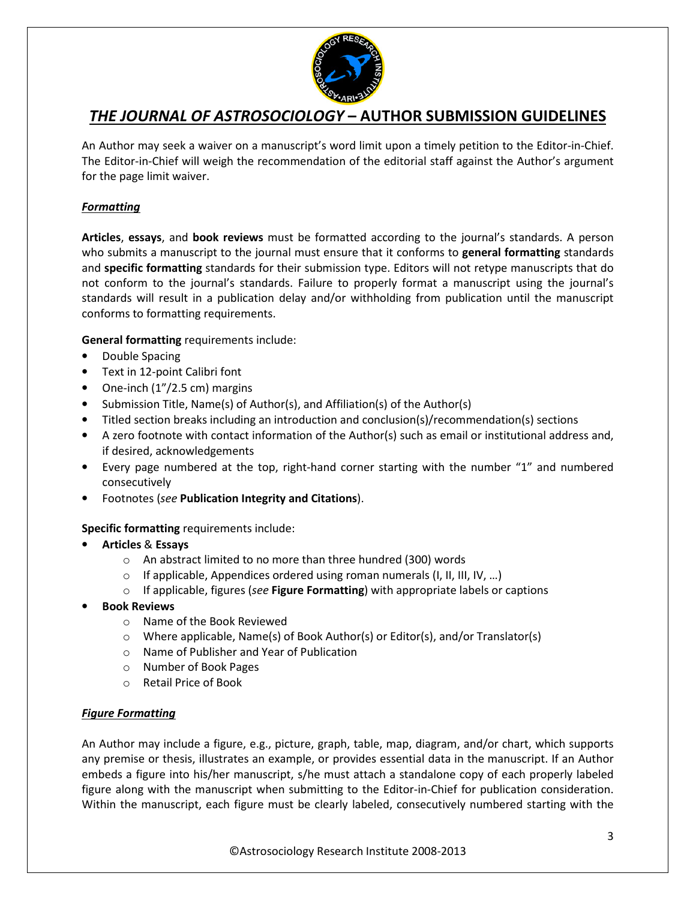# *THE JOURNAL OF ASTROSOCIOLOGY* – AUTHOR SUBMISSION GUIDELINES

An Author may seek a waiver on a manuscript's word limit upon a timely petition to the Editor-in-Chief. The Editor-in-Chief will weigh the recommendation of the editorial staff against the Author's argument for the page limit waiver.

### ***Formatting***

**Articles**, **essays**, and **book reviews** must be formatted according to the journal's standards. A person who submits a manuscript to the journal must ensure that it conforms to **general formatting** standards and **specific formatting** standards for their submission type. Editors will not retype manuscripts that do not conform to the journal's standards. Failure to properly format a manuscript using the journal's standards will result in a publication delay and/or withholding from publication until the manuscript conforms to formatting requirements.

**General formatting** requirements include:

- Double Spacing
- Text in 12-point Calibri font
- One-inch (1"/2.5 cm) margins
- Submission Title, Name(s) of Author(s), and Affiliation(s) of the Author(s)
- Titled section breaks including an introduction and conclusion(s)/recommendation(s) sections
- A zero footnote with contact information of the Author(s) such as email or institutional address and, if desired, acknowledgements
- Every page numbered at the top, right-hand corner starting with the number "1" and numbered consecutively
- Footnotes (*see* **Publication Integrity and Citations**).

**Specific formatting** requirements include:

- **Articles** & **Essays**
  - An abstract limited to no more than three hundred (300) words
  - If applicable, Appendices ordered using roman numerals (I, II, III, IV, …)
  - If applicable, figures (*see* **Figure Formatting**) with appropriate labels or captions
- **Book Reviews**
  - Name of the Book Reviewed
  - Where applicable, Name(s) of Book Author(s) or Editor(s), and/or Translator(s)
  - Name of Publisher and Year of Publication
  - Number of Book Pages
  - Retail Price of Book

### ***Figure Formatting***

An Author may include a figure, e.g., picture, graph, table, map, diagram, and/or chart, which supports any premise or thesis, illustrates an example, or provides essential data in the manuscript. If an Author embeds a figure into his/her manuscript, s/he must attach a standalone copy of each properly labeled figure along with the manuscript when submitting to the Editor-in-Chief for publication consideration. Within the manuscript, each figure must be clearly labeled, consecutively numbered starting with the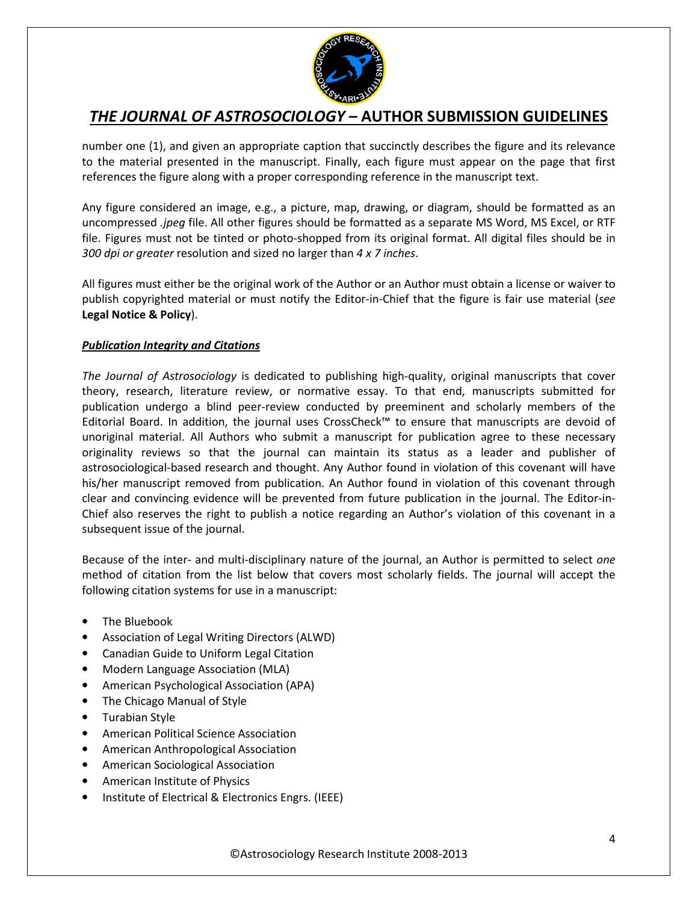number one (1), and given an appropriate caption that succinctly describes the figure and its relevance to the material presented in the manuscript. Finally, each figure must appear on the page that first references the figure along with a proper corresponding reference in the manuscript text.

Any figure considered an image, e.g., a picture, map, drawing, or diagram, should be formatted as an uncompressed *.jpeg* file. All other figures should be formatted as a separate MS Word, MS Excel, or RTF file. Figures must not be tinted or photo-shopped from its original format. All digital files should be in *300 dpi or greater* resolution and sized no larger than *4 x 7 inches*.

All figures must either be the original work of the Author or an Author must obtain a license or waiver to publish copyrighted material or must notify the Editor-in-Chief that the figure is fair use material (*see* **Legal Notice & Policy**).

***Publication Integrity and Citations***

*The Journal of Astrosociology* is dedicated to publishing high-quality, original manuscripts that cover theory, research, literature review, or normative essay. To that end, manuscripts submitted for publication undergo a blind peer-review conducted by preeminent and scholarly members of the Editorial Board. In addition, the journal uses CrossCheck™ to ensure that manuscripts are devoid of unoriginal material. All Authors who submit a manuscript for publication agree to these necessary originality reviews so that the journal can maintain its status as a leader and publisher of astrosociological-based research and thought. Any Author found in violation of this covenant will have his/her manuscript removed from publication. An Author found in violation of this covenant through clear and convincing evidence will be prevented from future publication in the journal. The Editor-in-Chief also reserves the right to publish a notice regarding an Author's violation of this covenant in a subsequent issue of the journal.

Because of the inter- and multi-disciplinary nature of the journal, an Author is permitted to select *one* method of citation from the list below that covers most scholarly fields. The journal will accept the following citation systems for use in a manuscript:

- The Bluebook
- Association of Legal Writing Directors (ALWD)
- Canadian Guide to Uniform Legal Citation
- Modern Language Association (MLA)
- American Psychological Association (APA)
- The Chicago Manual of Style
- Turabian Style
- American Political Science Association
- American Anthropological Association
- American Sociological Association
- American Institute of Physics
- Institute of Electrical & Electronics Engrs. (IEEE)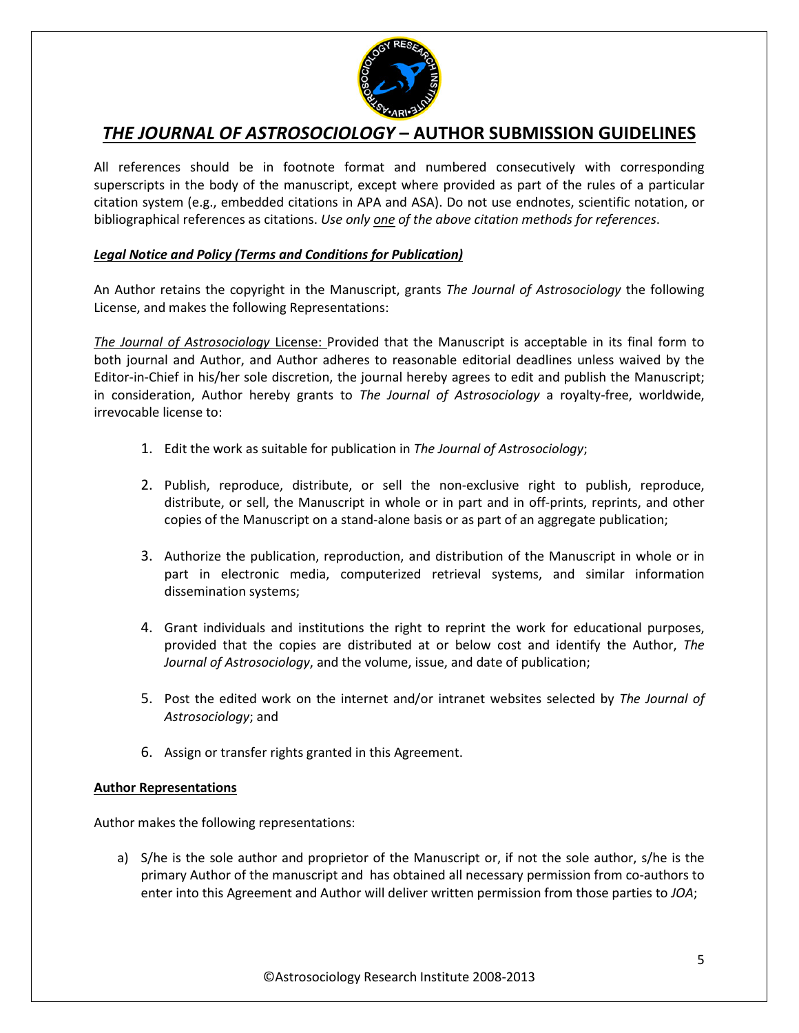# *THE JOURNAL OF ASTROSOCIOLOGY* – AUTHOR SUBMISSION GUIDELINES

All references should be in footnote format and numbered consecutively with corresponding superscripts in the body of the manuscript, except where provided as part of the rules of a particular citation system (e.g., embedded citations in APA and ASA). Do not use endnotes, scientific notation, or bibliographical references as citations. *Use only <u>one</u> of the above citation methods for references*.

***<u>Legal Notice and Policy (Terms and Conditions for Publication)</u>***

An Author retains the copyright in the Manuscript, grants *The Journal of Astrosociology* the following License, and makes the following Representations:

<u>*The Journal of Astrosociology* License:</u> Provided that the Manuscript is acceptable in its final form to both journal and Author, and Author adheres to reasonable editorial deadlines unless waived by the Editor-in-Chief in his/her sole discretion, the journal hereby agrees to edit and publish the Manuscript; in consideration, Author hereby grants to *The Journal of Astrosociology* a royalty-free, worldwide, irrevocable license to:

1. Edit the work as suitable for publication in *The Journal of Astrosociology*;
2. Publish, reproduce, distribute, or sell the non-exclusive right to publish, reproduce, distribute, or sell, the Manuscript in whole or in part and in off-prints, reprints, and other copies of the Manuscript on a stand-alone basis or as part of an aggregate publication;
3. Authorize the publication, reproduction, and distribution of the Manuscript in whole or in part in electronic media, computerized retrieval systems, and similar information dissemination systems;
4. Grant individuals and institutions the right to reprint the work for educational purposes, provided that the copies are distributed at or below cost and identify the Author, *The Journal of Astrosociology*, and the volume, issue, and date of publication;
5. Post the edited work on the internet and/or intranet websites selected by *The Journal of Astrosociology*; and
6. Assign or transfer rights granted in this Agreement.

**<u>Author Representations</u>**

Author makes the following representations:

a) S/he is the sole author and proprietor of the Manuscript or, if not the sole author, s/he is the primary Author of the manuscript and has obtained all necessary permission from co-authors to enter into this Agreement and Author will deliver written permission from those parties to *JOA*;

©Astrosociology Research Institute 2008-2013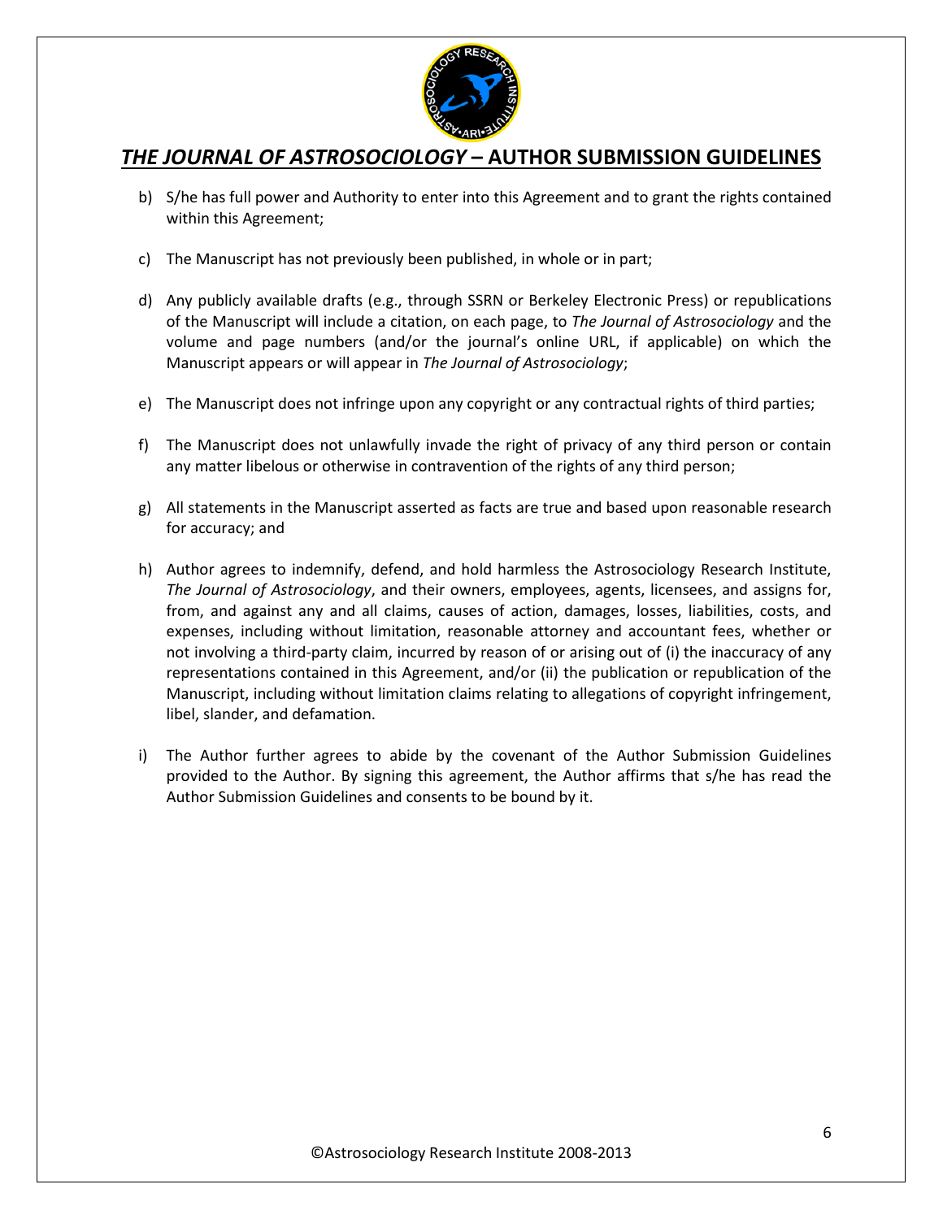b) S/he has full power and Authority to enter into this Agreement and to grant the rights contained within this Agreement;

c) The Manuscript has not previously been published, in whole or in part;

d) Any publicly available drafts (e.g., through SSRN or Berkeley Electronic Press) or republications of the Manuscript will include a citation, on each page, to *The Journal of Astrosociology* and the volume and page numbers (and/or the journal's online URL, if applicable) on which the Manuscript appears or will appear in *The Journal of Astrosociology*;

e) The Manuscript does not infringe upon any copyright or any contractual rights of third parties;

f) The Manuscript does not unlawfully invade the right of privacy of any third person or contain any matter libelous or otherwise in contravention of the rights of any third person;

g) All statements in the Manuscript asserted as facts are true and based upon reasonable research for accuracy; and

h) Author agrees to indemnify, defend, and hold harmless the Astrosociology Research Institute, *The Journal of Astrosociology*, and their owners, employees, agents, licensees, and assigns for, from, and against any and all claims, causes of action, damages, losses, liabilities, costs, and expenses, including without limitation, reasonable attorney and accountant fees, whether or not involving a third-party claim, incurred by reason of or arising out of (i) the inaccuracy of any representations contained in this Agreement, and/or (ii) the publication or republication of the Manuscript, including without limitation claims relating to allegations of copyright infringement, libel, slander, and defamation.

i) The Author further agrees to abide by the covenant of the Author Submission Guidelines provided to the Author. By signing this agreement, the Author affirms that s/he has read the Author Submission Guidelines and consents to be bound by it.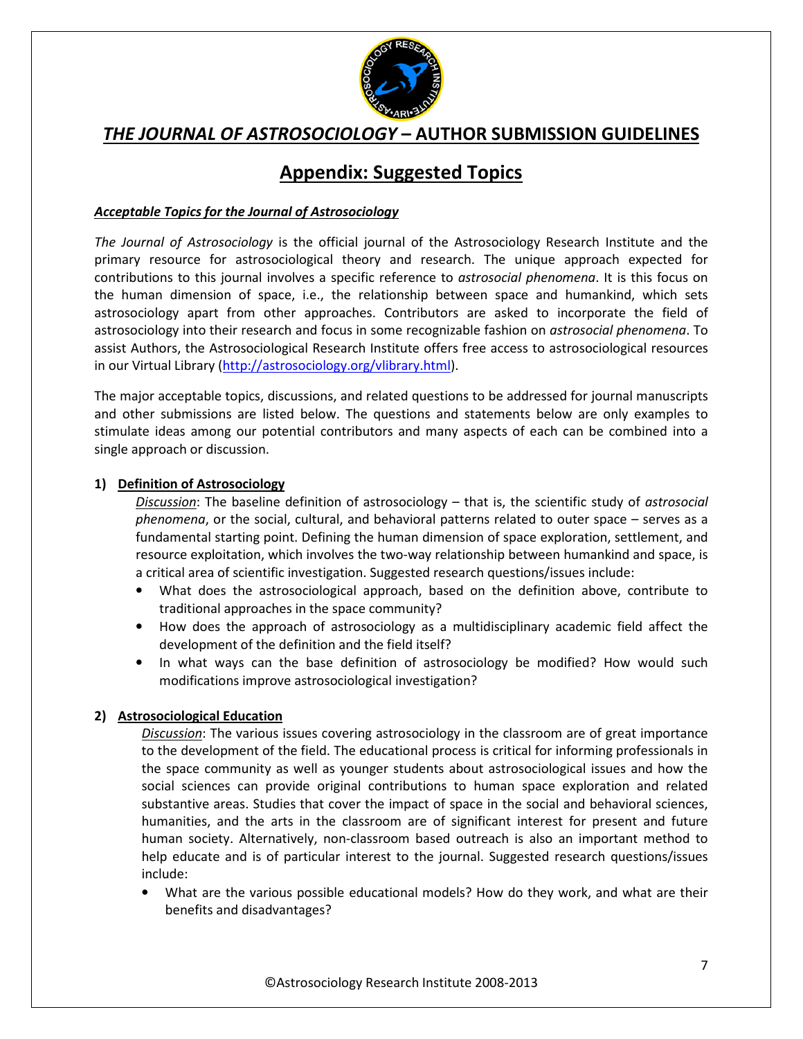# *THE JOURNAL OF ASTROSOCIOLOGY* – AUTHOR SUBMISSION GUIDELINES

## Appendix: Suggested Topics

***Acceptable Topics for the Journal of Astrosociology***

*The Journal of Astrosociology* is the official journal of the Astrosociology Research Institute and the primary resource for astrosociological theory and research. The unique approach expected for contributions to this journal involves a specific reference to *astrosocial phenomena*. It is this focus on the human dimension of space, i.e., the relationship between space and humankind, which sets astrosociology apart from other approaches. Contributors are asked to incorporate the field of astrosociology into their research and focus in some recognizable fashion on *astrosocial phenomena*. To assist Authors, the Astrosociological Research Institute offers free access to astrosociological resources in our Virtual Library (http://astrosociology.org/vlibrary.html).

The major acceptable topics, discussions, and related questions to be addressed for journal manuscripts and other submissions are listed below. The questions and statements below are only examples to stimulate ideas among our potential contributors and many aspects of each can be combined into a single approach or discussion.

**1) Definition of Astrosociology**

*Discussion*: The baseline definition of astrosociology – that is, the scientific study of *astrosocial phenomena*, or the social, cultural, and behavioral patterns related to outer space – serves as a fundamental starting point. Defining the human dimension of space exploration, settlement, and resource exploitation, which involves the two-way relationship between humankind and space, is a critical area of scientific investigation. Suggested research questions/issues include:

- What does the astrosociological approach, based on the definition above, contribute to traditional approaches in the space community?
- How does the approach of astrosociology as a multidisciplinary academic field affect the development of the definition and the field itself?
- In what ways can the base definition of astrosociology be modified? How would such modifications improve astrosociological investigation?

**2) Astrosociological Education**

*Discussion*: The various issues covering astrosociology in the classroom are of great importance to the development of the field. The educational process is critical for informing professionals in the space community as well as younger students about astrosociological issues and how the social sciences can provide original contributions to human space exploration and related substantive areas. Studies that cover the impact of space in the social and behavioral sciences, humanities, and the arts in the classroom are of significant interest for present and future human society. Alternatively, non-classroom based outreach is also an important method to help educate and is of particular interest to the journal. Suggested research questions/issues include:

- What are the various possible educational models? How do they work, and what are their benefits and disadvantages?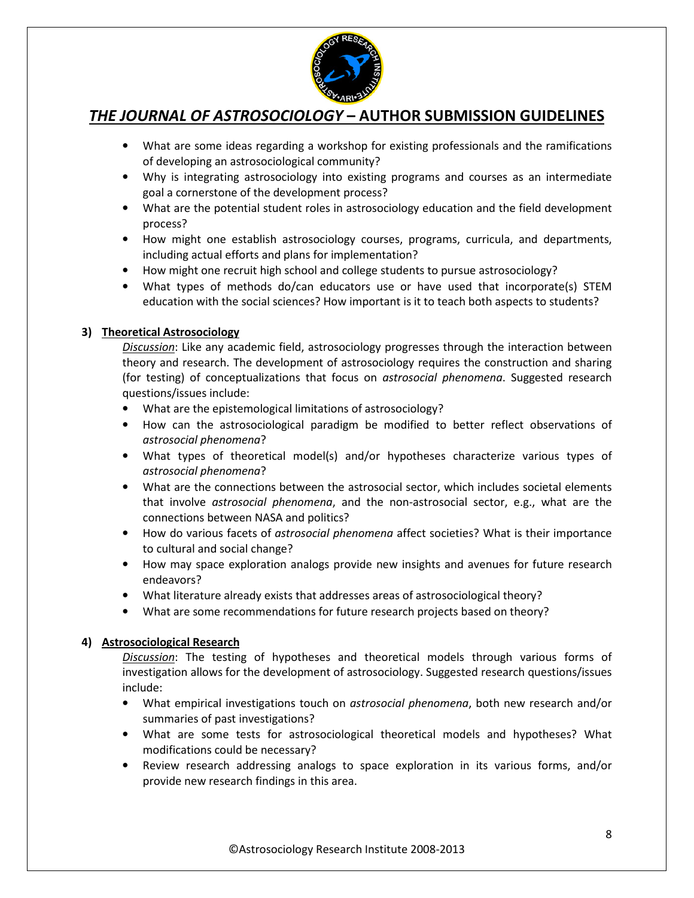- What are some ideas regarding a workshop for existing professionals and the ramifications of developing an astrosociological community?
- Why is integrating astrosociology into existing programs and courses as an intermediate goal a cornerstone of the development process?
- What are the potential student roles in astrosociology education and the field development process?
- How might one establish astrosociology courses, programs, curricula, and departments, including actual efforts and plans for implementation?
- How might one recruit high school and college students to pursue astrosociology?
- What types of methods do/can educators use or have used that incorporate(s) STEM education with the social sciences? How important is it to teach both aspects to students?

### 3) Theoretical Astrosociology

*Discussion*: Like any academic field, astrosociology progresses through the interaction between theory and research. The development of astrosociology requires the construction and sharing (for testing) of conceptualizations that focus on *astrosocial phenomena*. Suggested research questions/issues include:

- What are the epistemological limitations of astrosociology?
- How can the astrosociological paradigm be modified to better reflect observations of *astrosocial phenomena*?
- What types of theoretical model(s) and/or hypotheses characterize various types of *astrosocial phenomena*?
- What are the connections between the astrosocial sector, which includes societal elements that involve *astrosocial phenomena*, and the non-astrosocial sector, e.g., what are the connections between NASA and politics?
- How do various facets of *astrosocial phenomena* affect societies? What is their importance to cultural and social change?
- How may space exploration analogs provide new insights and avenues for future research endeavors?
- What literature already exists that addresses areas of astrosociological theory?
- What are some recommendations for future research projects based on theory?

### 4) Astrosociological Research

*Discussion*: The testing of hypotheses and theoretical models through various forms of investigation allows for the development of astrosociology. Suggested research questions/issues include:

- What empirical investigations touch on *astrosocial phenomena*, both new research and/or summaries of past investigations?
- What are some tests for astrosociological theoretical models and hypotheses? What modifications could be necessary?
- Review research addressing analogs to space exploration in its various forms, and/or provide new research findings in this area.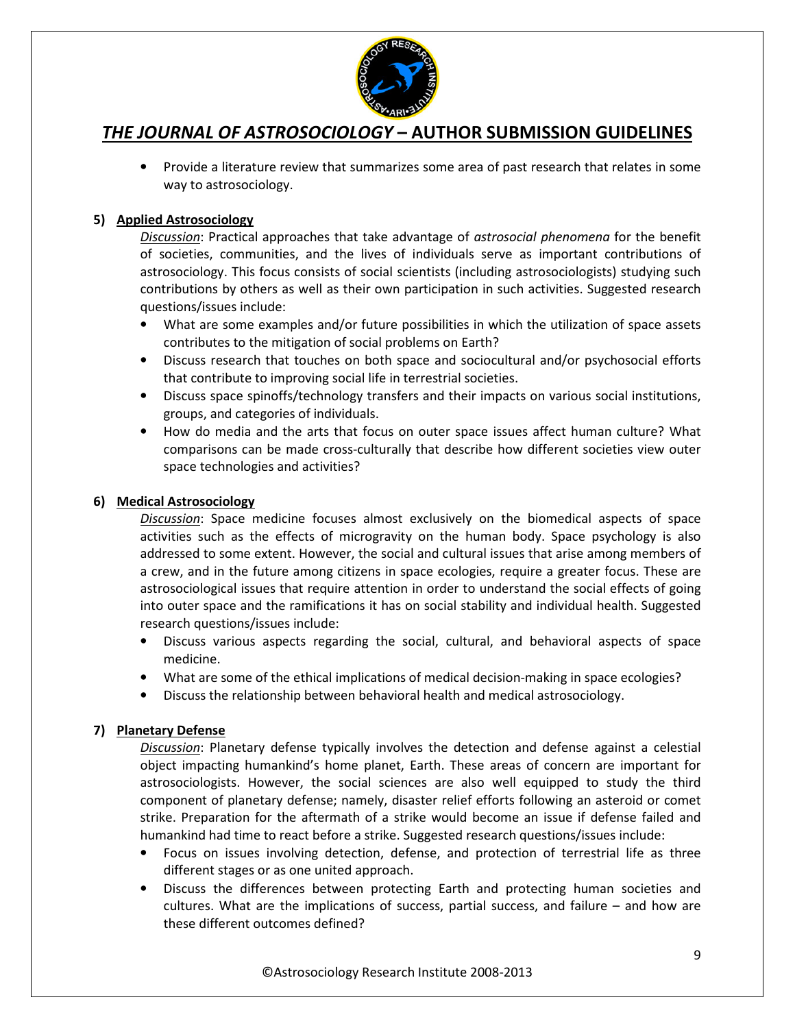- Provide a literature review that summarizes some area of past research that relates in some way to astrosociology.

**5) Applied Astrosociology**

*Discussion*: Practical approaches that take advantage of *astrosocial phenomena* for the benefit of societies, communities, and the lives of individuals serve as important contributions of astrosociology. This focus consists of social scientists (including astrosociologists) studying such contributions by others as well as their own participation in such activities. Suggested research questions/issues include:

- What are some examples and/or future possibilities in which the utilization of space assets contributes to the mitigation of social problems on Earth?
- Discuss research that touches on both space and sociocultural and/or psychosocial efforts that contribute to improving social life in terrestrial societies.
- Discuss space spinoffs/technology transfers and their impacts on various social institutions, groups, and categories of individuals.
- How do media and the arts that focus on outer space issues affect human culture? What comparisons can be made cross-culturally that describe how different societies view outer space technologies and activities?

**6) Medical Astrosociology**

*Discussion*: Space medicine focuses almost exclusively on the biomedical aspects of space activities such as the effects of microgravity on the human body. Space psychology is also addressed to some extent. However, the social and cultural issues that arise among members of a crew, and in the future among citizens in space ecologies, require a greater focus. These are astrosociological issues that require attention in order to understand the social effects of going into outer space and the ramifications it has on social stability and individual health. Suggested research questions/issues include:

- Discuss various aspects regarding the social, cultural, and behavioral aspects of space medicine.
- What are some of the ethical implications of medical decision-making in space ecologies?
- Discuss the relationship between behavioral health and medical astrosociology.

**7) Planetary Defense**

*Discussion*: Planetary defense typically involves the detection and defense against a celestial object impacting humankind's home planet, Earth. These areas of concern are important for astrosociologists. However, the social sciences are also well equipped to study the third component of planetary defense; namely, disaster relief efforts following an asteroid or comet strike. Preparation for the aftermath of a strike would become an issue if defense failed and humankind had time to react before a strike. Suggested research questions/issues include:

- Focus on issues involving detection, defense, and protection of terrestrial life as three different stages or as one united approach.
- Discuss the differences between protecting Earth and protecting human societies and cultures. What are the implications of success, partial success, and failure – and how are these different outcomes defined?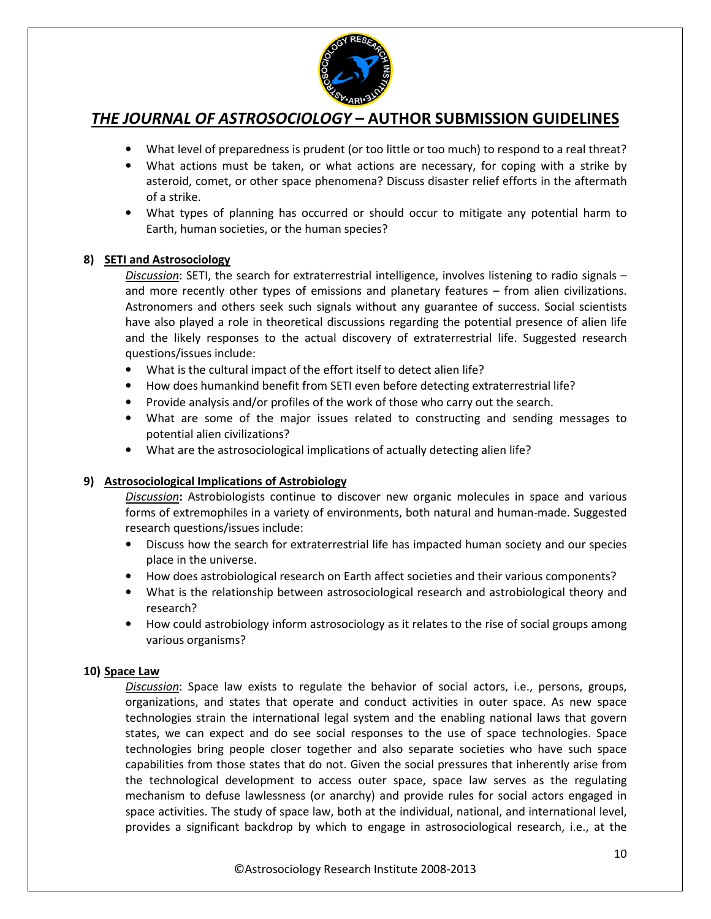- What level of preparedness is prudent (or too little or too much) to respond to a real threat?
- What actions must be taken, or what actions are necessary, for coping with a strike by asteroid, comet, or other space phenomena? Discuss disaster relief efforts in the aftermath of a strike.
- What types of planning has occurred or should occur to mitigate any potential harm to Earth, human societies, or the human species?

**8) SETI and Astrosociology**

*Discussion*: SETI, the search for extraterrestrial intelligence, involves listening to radio signals – and more recently other types of emissions and planetary features – from alien civilizations. Astronomers and others seek such signals without any guarantee of success. Social scientists have also played a role in theoretical discussions regarding the potential presence of alien life and the likely responses to the actual discovery of extraterrestrial life. Suggested research questions/issues include:

- What is the cultural impact of the effort itself to detect alien life?
- How does humankind benefit from SETI even before detecting extraterrestrial life?
- Provide analysis and/or profiles of the work of those who carry out the search.
- What are some of the major issues related to constructing and sending messages to potential alien civilizations?
- What are the astrosociological implications of actually detecting alien life?

**9) Astrosociological Implications of Astrobiology**

*Discussion*: Astrobiologists continue to discover new organic molecules in space and various forms of extremophiles in a variety of environments, both natural and human-made. Suggested research questions/issues include:

- Discuss how the search for extraterrestrial life has impacted human society and our species place in the universe.
- How does astrobiological research on Earth affect societies and their various components?
- What is the relationship between astrosociological research and astrobiological theory and research?
- How could astrobiology inform astrosociology as it relates to the rise of social groups among various organisms?

**10) Space Law**

*Discussion*: Space law exists to regulate the behavior of social actors, i.e., persons, groups, organizations, and states that operate and conduct activities in outer space. As new space technologies strain the international legal system and the enabling national laws that govern states, we can expect and do see social responses to the use of space technologies. Space technologies bring people closer together and also separate societies who have such space capabilities from those states that do not. Given the social pressures that inherently arise from the technological development to access outer space, space law serves as the regulating mechanism to defuse lawlessness (or anarchy) and provide rules for social actors engaged in space activities. The study of space law, both at the individual, national, and international level, provides a significant backdrop by which to engage in astrosociological research, i.e., at the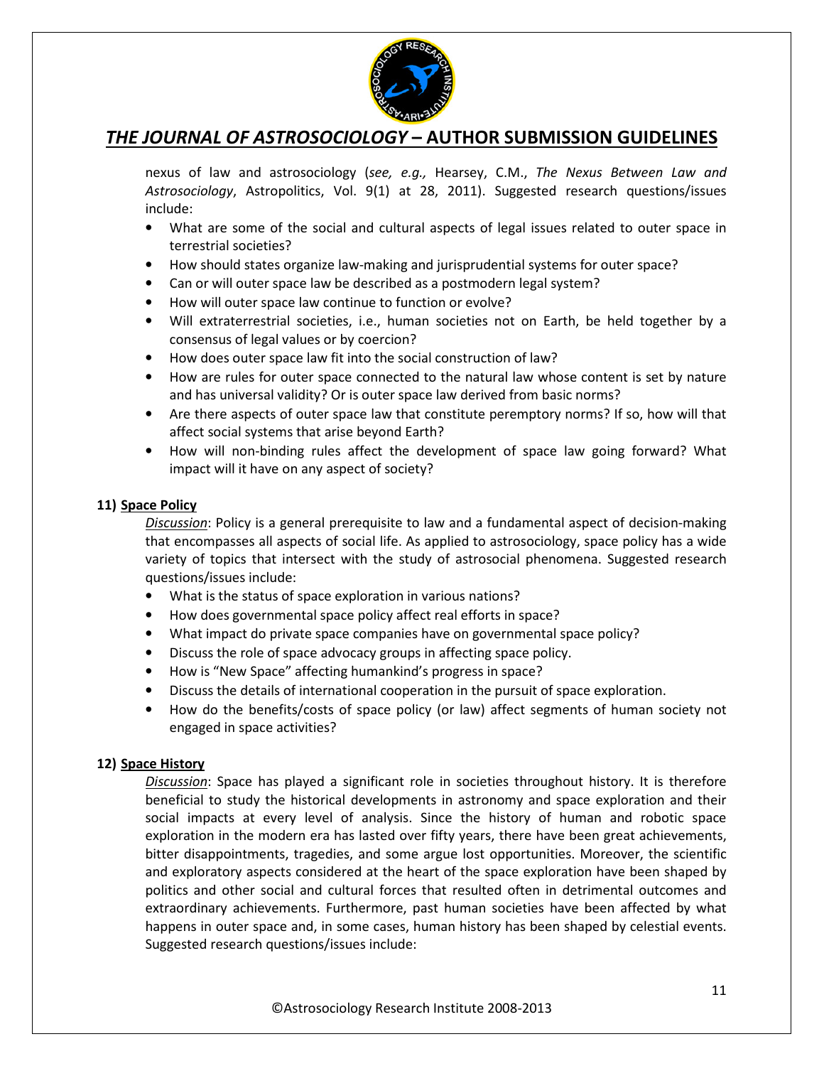nexus of law and astrosociology (*see, e.g.,* Hearsey, C.M., *The Nexus Between Law and Astrosociology*, Astropolitics, Vol. 9(1) at 28, 2011). Suggested research questions/issues include:

- What are some of the social and cultural aspects of legal issues related to outer space in terrestrial societies?
- How should states organize law-making and jurisprudential systems for outer space?
- Can or will outer space law be described as a postmodern legal system?
- How will outer space law continue to function or evolve?
- Will extraterrestrial societies, i.e., human societies not on Earth, be held together by a consensus of legal values or by coercion?
- How does outer space law fit into the social construction of law?
- How are rules for outer space connected to the natural law whose content is set by nature and has universal validity? Or is outer space law derived from basic norms?
- Are there aspects of outer space law that constitute peremptory norms? If so, how will that affect social systems that arise beyond Earth?
- How will non-binding rules affect the development of space law going forward? What impact will it have on any aspect of society?

**11) Space Policy**

*Discussion*: Policy is a general prerequisite to law and a fundamental aspect of decision-making that encompasses all aspects of social life. As applied to astrosociology, space policy has a wide variety of topics that intersect with the study of astrosocial phenomena. Suggested research questions/issues include:

- What is the status of space exploration in various nations?
- How does governmental space policy affect real efforts in space?
- What impact do private space companies have on governmental space policy?
- Discuss the role of space advocacy groups in affecting space policy.
- How is "New Space" affecting humankind's progress in space?
- Discuss the details of international cooperation in the pursuit of space exploration.
- How do the benefits/costs of space policy (or law) affect segments of human society not engaged in space activities?

**12) Space History**

*Discussion*: Space has played a significant role in societies throughout history. It is therefore beneficial to study the historical developments in astronomy and space exploration and their social impacts at every level of analysis. Since the history of human and robotic space exploration in the modern era has lasted over fifty years, there have been great achievements, bitter disappointments, tragedies, and some argue lost opportunities. Moreover, the scientific and exploratory aspects considered at the heart of the space exploration have been shaped by politics and other social and cultural forces that resulted often in detrimental outcomes and extraordinary achievements. Furthermore, past human societies have been affected by what happens in outer space and, in some cases, human history has been shaped by celestial events. Suggested research questions/issues include: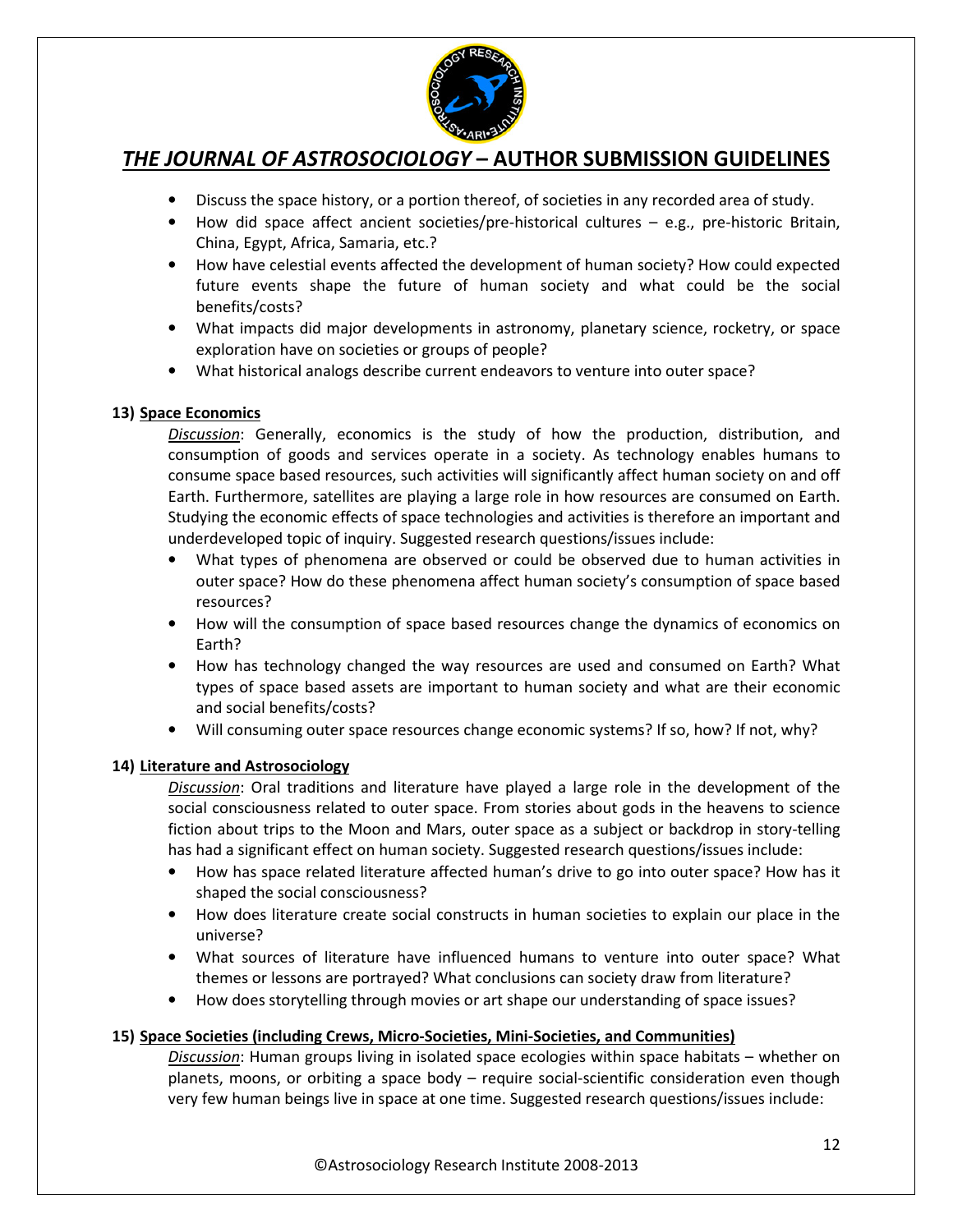- Discuss the space history, or a portion thereof, of societies in any recorded area of study.
- How did space affect ancient societies/pre-historical cultures – e.g., pre-historic Britain, China, Egypt, Africa, Samaria, etc.?
- How have celestial events affected the development of human society? How could expected future events shape the future of human society and what could be the social benefits/costs?
- What impacts did major developments in astronomy, planetary science, rocketry, or space exploration have on societies or groups of people?
- What historical analogs describe current endeavors to venture into outer space?

**13) <u>Space Economics</u>**

*<u>Discussion</u>*: Generally, economics is the study of how the production, distribution, and consumption of goods and services operate in a society. As technology enables humans to consume space based resources, such activities will significantly affect human society on and off Earth. Furthermore, satellites are playing a large role in how resources are consumed on Earth. Studying the economic effects of space technologies and activities is therefore an important and underdeveloped topic of inquiry. Suggested research questions/issues include:

- What types of phenomena are observed or could be observed due to human activities in outer space? How do these phenomena affect human society's consumption of space based resources?
- How will the consumption of space based resources change the dynamics of economics on Earth?
- How has technology changed the way resources are used and consumed on Earth? What types of space based assets are important to human society and what are their economic and social benefits/costs?
- Will consuming outer space resources change economic systems? If so, how? If not, why?

**14) <u>Literature and Astrosociology</u>**

*<u>Discussion</u>*: Oral traditions and literature have played a large role in the development of the social consciousness related to outer space. From stories about gods in the heavens to science fiction about trips to the Moon and Mars, outer space as a subject or backdrop in story-telling has had a significant effect on human society. Suggested research questions/issues include:

- How has space related literature affected human's drive to go into outer space? How has it shaped the social consciousness?
- How does literature create social constructs in human societies to explain our place in the universe?
- What sources of literature have influenced humans to venture into outer space? What themes or lessons are portrayed? What conclusions can society draw from literature?
- How does storytelling through movies or art shape our understanding of space issues?

**15) <u>Space Societies (including Crews, Micro-Societies, Mini-Societies, and Communities)</u>**

*<u>Discussion</u>*: Human groups living in isolated space ecologies within space habitats – whether on planets, moons, or orbiting a space body – require social-scientific consideration even though very few human beings live in space at one time. Suggested research questions/issues include: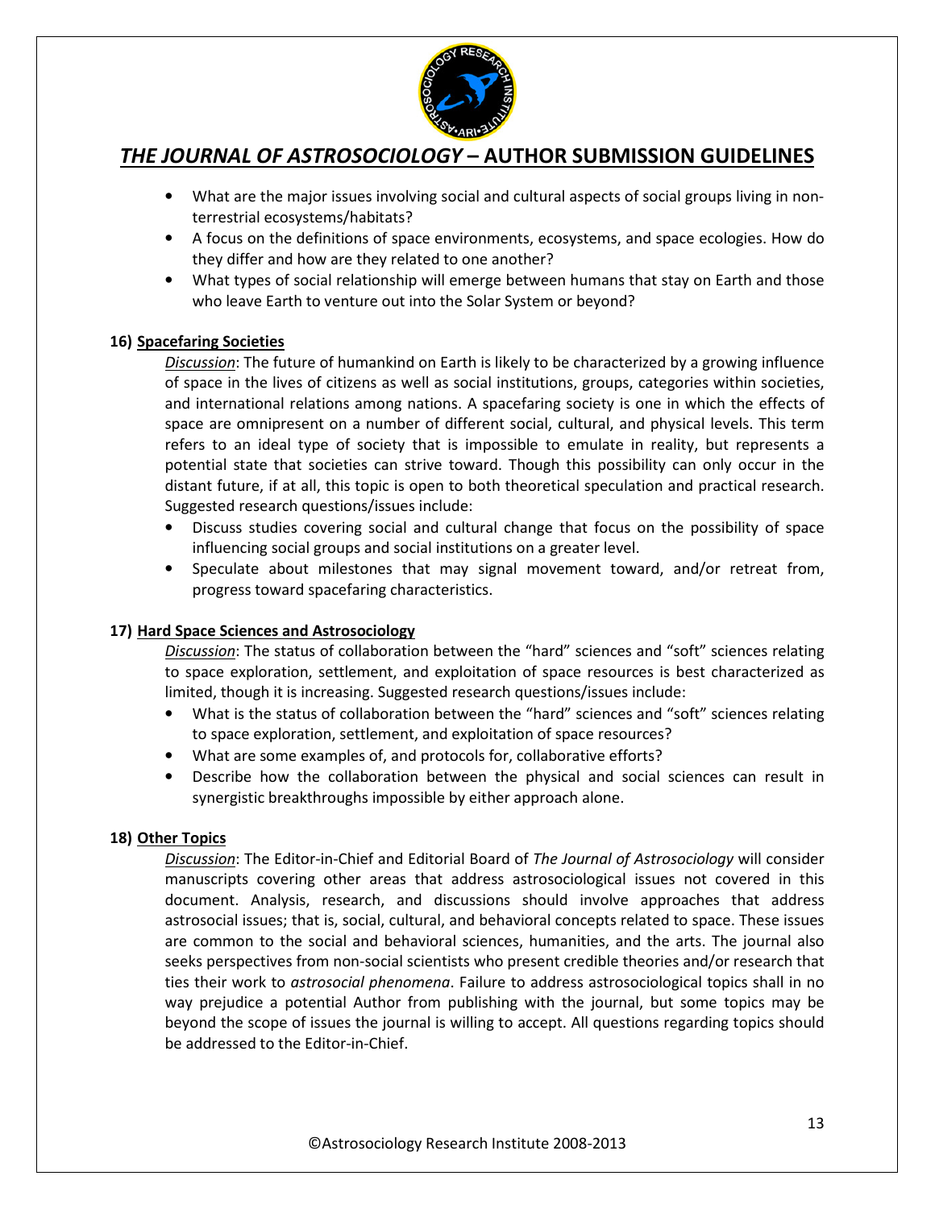- What are the major issues involving social and cultural aspects of social groups living in non-terrestrial ecosystems/habitats?
- A focus on the definitions of space environments, ecosystems, and space ecologies. How do they differ and how are they related to one another?
- What types of social relationship will emerge between humans that stay on Earth and those who leave Earth to venture out into the Solar System or beyond?

**16) Spacefaring Societies**

*Discussion*: The future of humankind on Earth is likely to be characterized by a growing influence of space in the lives of citizens as well as social institutions, groups, categories within societies, and international relations among nations. A spacefaring society is one in which the effects of space are omnipresent on a number of different social, cultural, and physical levels. This term refers to an ideal type of society that is impossible to emulate in reality, but represents a potential state that societies can strive toward. Though this possibility can only occur in the distant future, if at all, this topic is open to both theoretical speculation and practical research. Suggested research questions/issues include:

- Discuss studies covering social and cultural change that focus on the possibility of space influencing social groups and social institutions on a greater level.
- Speculate about milestones that may signal movement toward, and/or retreat from, progress toward spacefaring characteristics.

**17) Hard Space Sciences and Astrosociology**

*Discussion*: The status of collaboration between the "hard" sciences and "soft" sciences relating to space exploration, settlement, and exploitation of space resources is best characterized as limited, though it is increasing. Suggested research questions/issues include:

- What is the status of collaboration between the "hard" sciences and "soft" sciences relating to space exploration, settlement, and exploitation of space resources?
- What are some examples of, and protocols for, collaborative efforts?
- Describe how the collaboration between the physical and social sciences can result in synergistic breakthroughs impossible by either approach alone.

**18) Other Topics**

*Discussion*: The Editor-in-Chief and Editorial Board of *The Journal of Astrosociology* will consider manuscripts covering other areas that address astrosociological issues not covered in this document. Analysis, research, and discussions should involve approaches that address astrosocial issues; that is, social, cultural, and behavioral concepts related to space. These issues are common to the social and behavioral sciences, humanities, and the arts. The journal also seeks perspectives from non-social scientists who present credible theories and/or research that ties their work to *astrosocial phenomena*. Failure to address astrosociological topics shall in no way prejudice a potential Author from publishing with the journal, but some topics may be beyond the scope of issues the journal is willing to accept. All questions regarding topics should be addressed to the Editor-in-Chief.